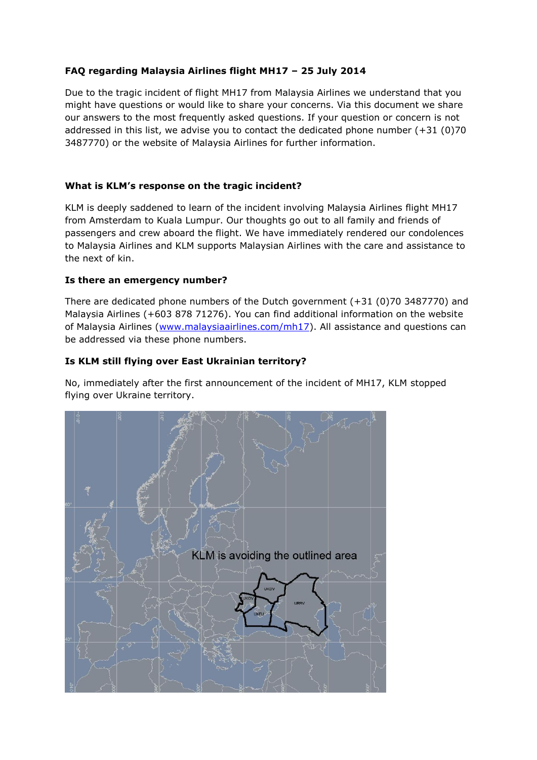**FAQ regarding Malaysia Airlines flight MH17 – 25 July 2014**

Due to the tragic incident of flight MH17 from Malaysia Airlines we understand that you might have questions or would like to share your concerns. Via this document we share our answers to the most frequently asked questions. If your question or concern is not addressed in this list, we advise you to contact the dedicated phone number (+31 (0)70 3487770) or the website of Malaysia Airlines for further information.

**What is KLM's response on the tragic incident?**

KLM is deeply saddened to learn of the incident involving Malaysia Airlines flight MH17 from Amsterdam to Kuala Lumpur. Our thoughts go out to all family and friends of passengers and crew aboard the flight. We have immediately rendered our condolences to Malaysia Airlines and KLM supports Malaysian Airlines with the care and assistance to the next of kin.

**Is there an emergency number?**

There are dedicated phone numbers of the Dutch government (+31 (0)70 3487770) and Malaysia Airlines (+603 878 71276). You can find additional information on the website of Malaysia Airlines (www.malaysiaairlines.com/mh17). All assistance and questions can be addressed via these phone numbers.

**Is KLM still flying over East Ukrainian territory?**

No, immediately after the first announcement of the incident of MH17, KLM stopped flying over Ukraine territory.

KLM is avoiding the outlined area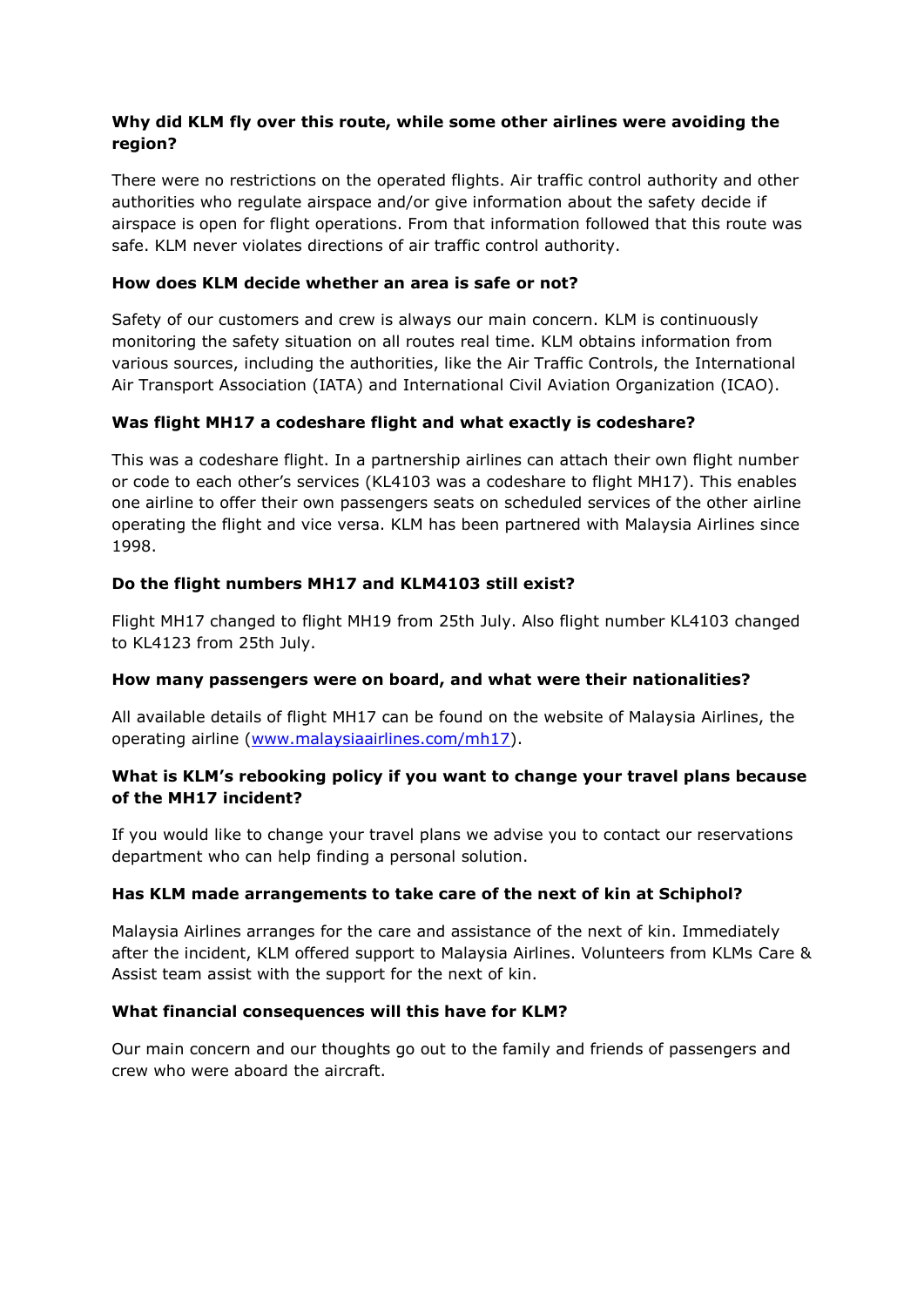**Why did KLM fly over this route, while some other airlines were avoiding the region?**

There were no restrictions on the operated flights. Air traffic control authority and other authorities who regulate airspace and/or give information about the safety decide if airspace is open for flight operations. From that information followed that this route was safe. KLM never violates directions of air traffic control authority.

**How does KLM decide whether an area is safe or not?**

Safety of our customers and crew is always our main concern. KLM is continuously monitoring the safety situation on all routes real time. KLM obtains information from various sources, including the authorities, like the Air Traffic Controls, the International Air Transport Association (IATA) and International Civil Aviation Organization (ICAO).

**Was flight MH17 a codeshare flight and what exactly is codeshare?**

This was a codeshare flight. In a partnership airlines can attach their own flight number or code to each other's services (KL4103 was a codeshare to flight MH17). This enables one airline to offer their own passengers seats on scheduled services of the other airline operating the flight and vice versa. KLM has been partnered with Malaysia Airlines since 1998.

**Do the flight numbers MH17 and KLM4103 still exist?**

Flight MH17 changed to flight MH19 from 25th July. Also flight number KL4103 changed to KL4123 from 25th July.

**How many passengers were on board, and what were their nationalities?**

All available details of flight MH17 can be found on the website of Malaysia Airlines, the operating airline ([www.malaysiaairlines.com/mh17](www.malaysiaairlines.com/mh17)).

**What is KLM's rebooking policy if you want to change your travel plans because of the MH17 incident?**

If you would like to change your travel plans we advise you to contact our reservations department who can help finding a personal solution.

**Has KLM made arrangements to take care of the next of kin at Schiphol?**

Malaysia Airlines arranges for the care and assistance of the next of kin. Immediately after the incident, KLM offered support to Malaysia Airlines. Volunteers from KLMs Care & Assist team assist with the support for the next of kin.

**What financial consequences will this have for KLM?**

Our main concern and our thoughts go out to the family and friends of passengers and crew who were aboard the aircraft.